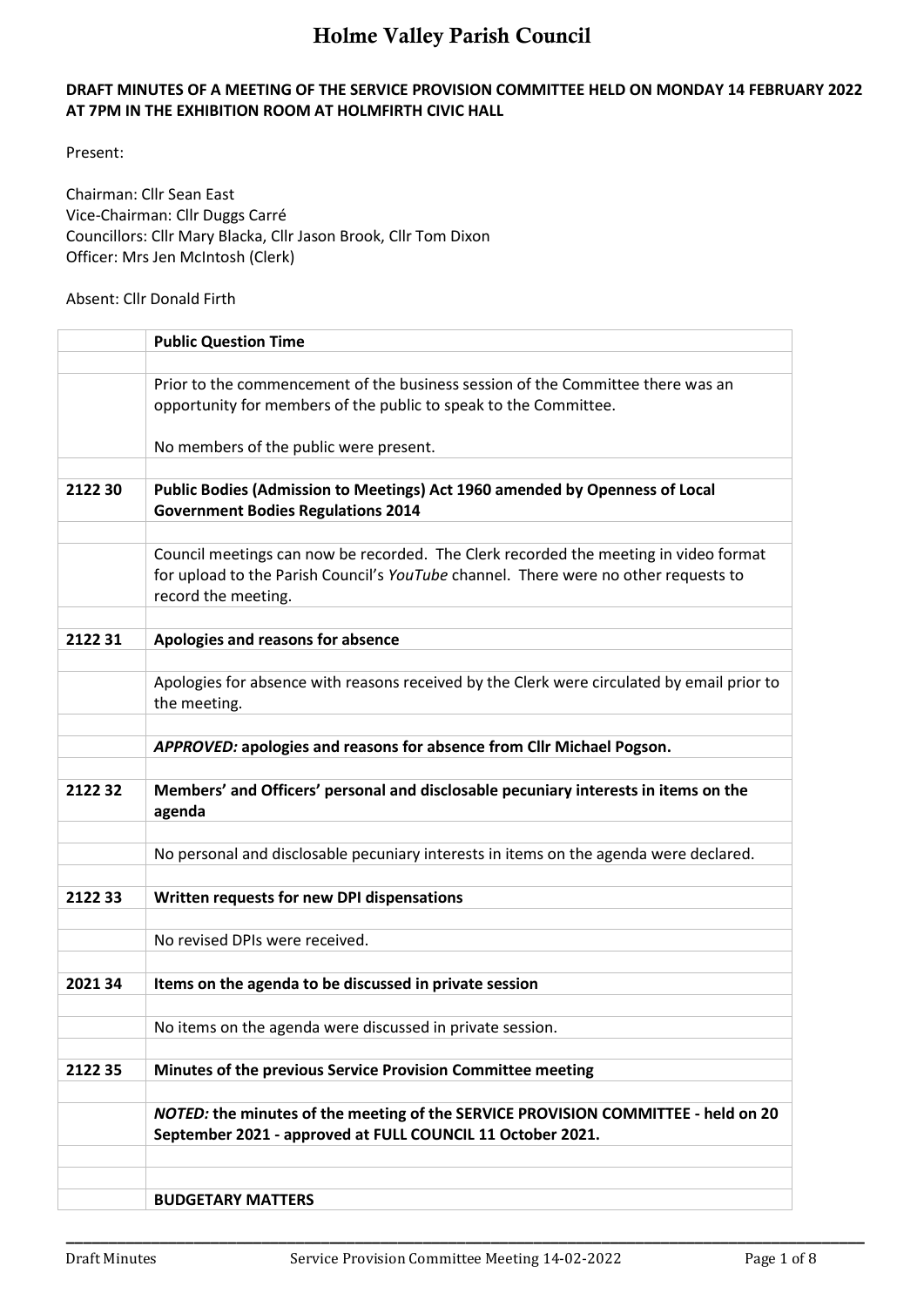# Holme Valley Parish Council

**DRAFT MINUTES OF A MEETING OF THE SERVICE PROVISION COMMITTEE HELD ON MONDAY 14 FEBRUARY 2022 AT 7PM IN THE EXHIBITION ROOM AT HOLMFIRTH CIVIC HALL**

Present:

Chairman: Cllr Sean East
Vice-Chairman: Cllr Duggs Carré
Councillors: Cllr Mary Blacka, Cllr Jason Brook, Cllr Tom Dixon
Officer: Mrs Jen McIntosh (Clerk)

Absent: Cllr Donald Firth

| | |
|---|---|
| | **Public Question Time** |
| | |
| | Prior to the commencement of the business session of the Committee there was an opportunity for members of the public to speak to the Committee.<br><br>No members of the public were present. |
| | |
| **2122 30** | **Public Bodies (Admission to Meetings) Act 1960 amended by Openness of Local Government Bodies Regulations 2014** |
| | |
| | Council meetings can now be recorded. The Clerk recorded the meeting in video format for upload to the Parish Council's *YouTube* channel. There were no other requests to record the meeting. |
| | |
| **2122 31** | **Apologies and reasons for absence** |
| | |
| | Apologies for absence with reasons received by the Clerk were circulated by email prior to the meeting. |
| | |
| | ***APPROVED:*** **apologies and reasons for absence from Cllr Michael Pogson.** |
| | |
| **2122 32** | **Members' and Officers' personal and disclosable pecuniary interests in items on the agenda** |
| | |
| | No personal and disclosable pecuniary interests in items on the agenda were declared. |
| | |
| **2122 33** | **Written requests for new DPI dispensations** |
| | |
| | No revised DPIs were received. |
| | |
| **2021 34** | **Items on the agenda to be discussed in private session** |
| | |
| | No items on the agenda were discussed in private session. |
| | |
| **2122 35** | **Minutes of the previous Service Provision Committee meeting** |
| | |
| | ***NOTED:*** **the minutes of the meeting of the SERVICE PROVISION COMMITTEE - held on 20 September 2021 - approved at FULL COUNCIL 11 October 2021.** |
| | |
| | |
| | **BUDGETARY MATTERS** |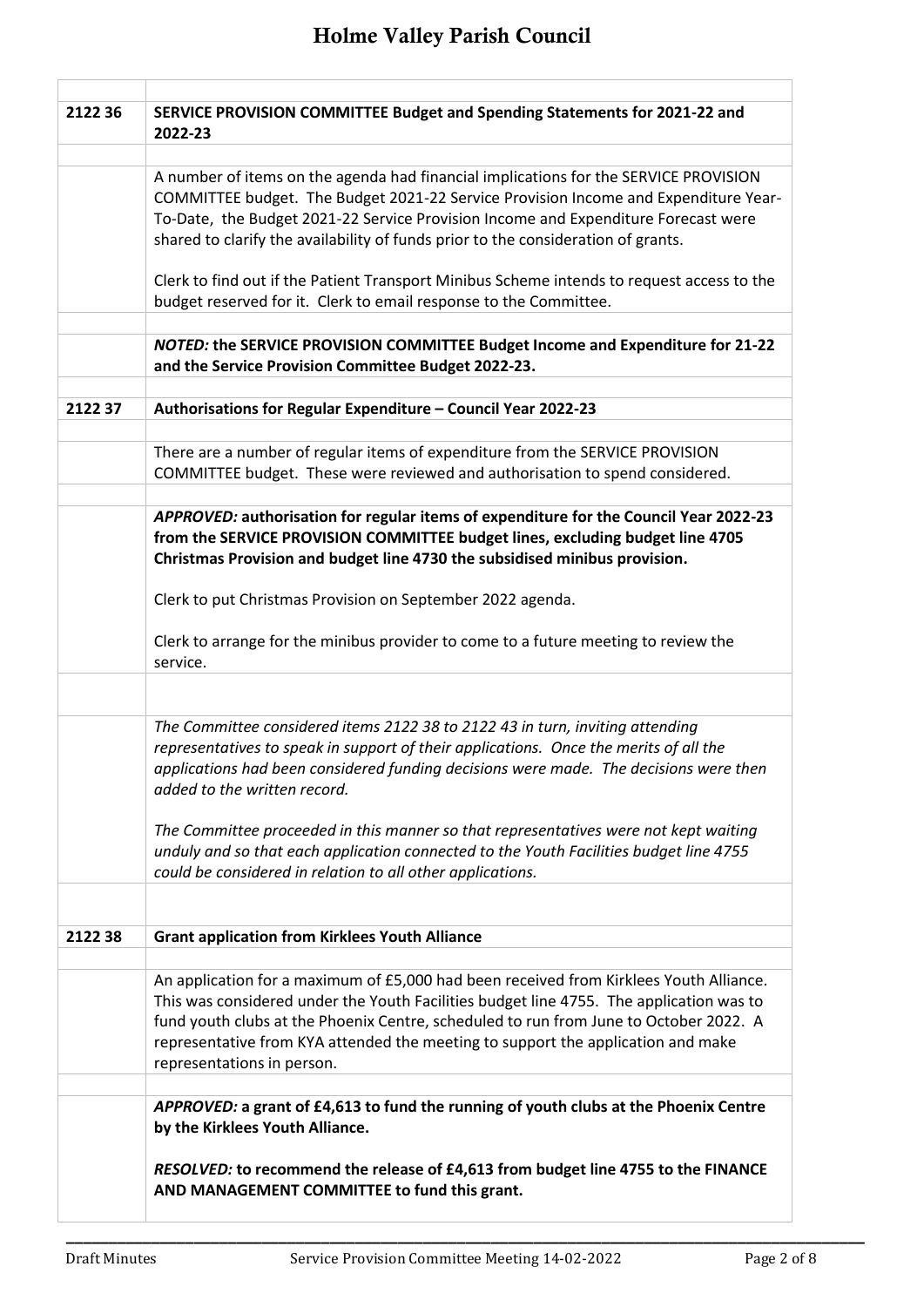| | |
|---|---|
| **2122 36** | **SERVICE PROVISION COMMITTEE Budget and Spending Statements for 2021-22 and 2022-23** |
| | A number of items on the agenda had financial implications for the SERVICE PROVISION COMMITTEE budget. The Budget 2021-22 Service Provision Income and Expenditure Year-To-Date, the Budget 2021-22 Service Provision Income and Expenditure Forecast were shared to clarify the availability of funds prior to the consideration of grants.<br><br>Clerk to find out if the Patient Transport Minibus Scheme intends to request access to the budget reserved for it. Clerk to email response to the Committee. |
| | ***NOTED:*** **the SERVICE PROVISION COMMITTEE Budget Income and Expenditure for 21-22 and the Service Provision Committee Budget 2022-23.** |
| **2122 37** | **Authorisations for Regular Expenditure – Council Year 2022-23** |
| | There are a number of regular items of expenditure from the SERVICE PROVISION COMMITTEE budget. These were reviewed and authorisation to spend considered. |
| | ***APPROVED:*** **authorisation for regular items of expenditure for the Council Year 2022-23 from the SERVICE PROVISION COMMITTEE budget lines, excluding budget line 4705 Christmas Provision and budget line 4730 the subsidised minibus provision.**<br><br>Clerk to put Christmas Provision on September 2022 agenda.<br><br>Clerk to arrange for the minibus provider to come to a future meeting to review the service. |
| | *The Committee considered items 2122 38 to 2122 43 in turn, inviting attending representatives to speak in support of their applications. Once the merits of all the applications had been considered funding decisions were made. The decisions were then added to the written record.*<br><br>*The Committee proceeded in this manner so that representatives were not kept waiting unduly and so that each application connected to the Youth Facilities budget line 4755 could be considered in relation to all other applications.* |
| **2122 38** | **Grant application from Kirklees Youth Alliance** |
| | An application for a maximum of £5,000 had been received from Kirklees Youth Alliance. This was considered under the Youth Facilities budget line 4755. The application was to fund youth clubs at the Phoenix Centre, scheduled to run from June to October 2022. A representative from KYA attended the meeting to support the application and make representations in person. |
| | ***APPROVED:*** **a grant of £4,613 to fund the running of youth clubs at the Phoenix Centre by the Kirklees Youth Alliance.**<br><br>***RESOLVED:*** **to recommend the release of £4,613 from budget line 4755 to the FINANCE AND MANAGEMENT COMMITTEE to fund this grant.** |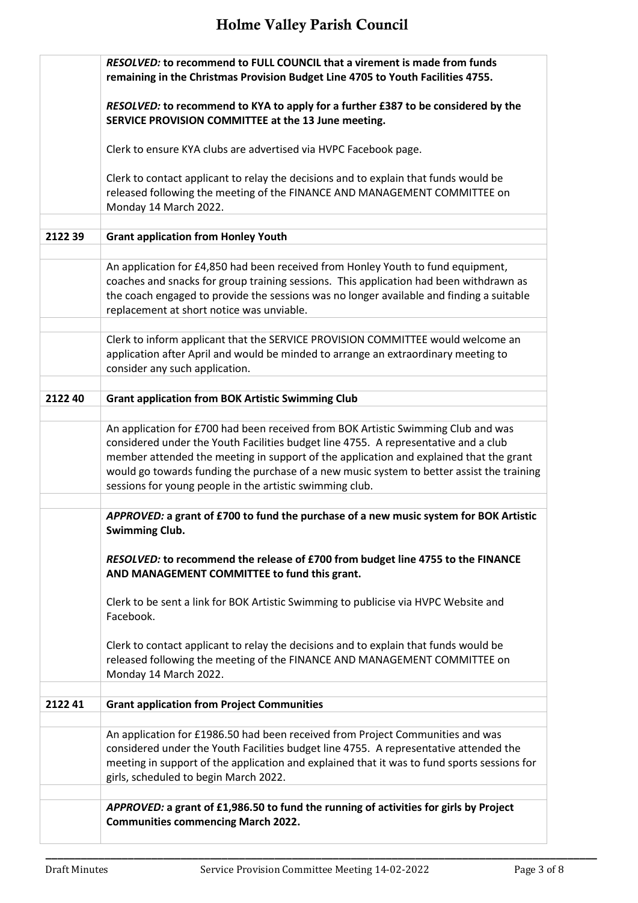| | |
|---|---|
| | ***RESOLVED:* to recommend to FULL COUNCIL that a virement is made from funds remaining in the Christmas Provision Budget Line 4705 to Youth Facilities 4755.** |
| | ***RESOLVED:* to recommend to KYA to apply for a further £387 to be considered by the SERVICE PROVISION COMMITTEE at the 13 June meeting.** |
| | Clerk to ensure KYA clubs are advertised via HVPC Facebook page. |
| | Clerk to contact applicant to relay the decisions and to explain that funds would be released following the meeting of the FINANCE AND MANAGEMENT COMMITTEE on Monday 14 March 2022. |
| | |
| **2122 39** | **Grant application from Honley Youth** |
| | |
| | An application for £4,850 had been received from Honley Youth to fund equipment, coaches and snacks for group training sessions. This application had been withdrawn as the coach engaged to provide the sessions was no longer available and finding a suitable replacement at short notice was unviable. |
| | |
| | Clerk to inform applicant that the SERVICE PROVISION COMMITTEE would welcome an application after April and would be minded to arrange an extraordinary meeting to consider any such application. |
| | |
| **2122 40** | **Grant application from BOK Artistic Swimming Club** |
| | |
| | An application for £700 had been received from BOK Artistic Swimming Club and was considered under the Youth Facilities budget line 4755. A representative and a club member attended the meeting in support of the application and explained that the grant would go towards funding the purchase of a new music system to better assist the training sessions for young people in the artistic swimming club. |
| | |
| | ***APPROVED:* a grant of £700 to fund the purchase of a new music system for BOK Artistic Swimming Club.** |
| | ***RESOLVED:* to recommend the release of £700 from budget line 4755 to the FINANCE AND MANAGEMENT COMMITTEE to fund this grant.** |
| | Clerk to be sent a link for BOK Artistic Swimming to publicise via HVPC Website and Facebook. |
| | Clerk to contact applicant to relay the decisions and to explain that funds would be released following the meeting of the FINANCE AND MANAGEMENT COMMITTEE on Monday 14 March 2022. |
| | |
| **2122 41** | **Grant application from Project Communities** |
| | |
| | An application for £1986.50 had been received from Project Communities and was considered under the Youth Facilities budget line 4755. A representative attended the meeting in support of the application and explained that it was to fund sports sessions for girls, scheduled to begin March 2022. |
| | |
| | ***APPROVED:* a grant of £1,986.50 to fund the running of activities for girls by Project Communities commencing March 2022.** |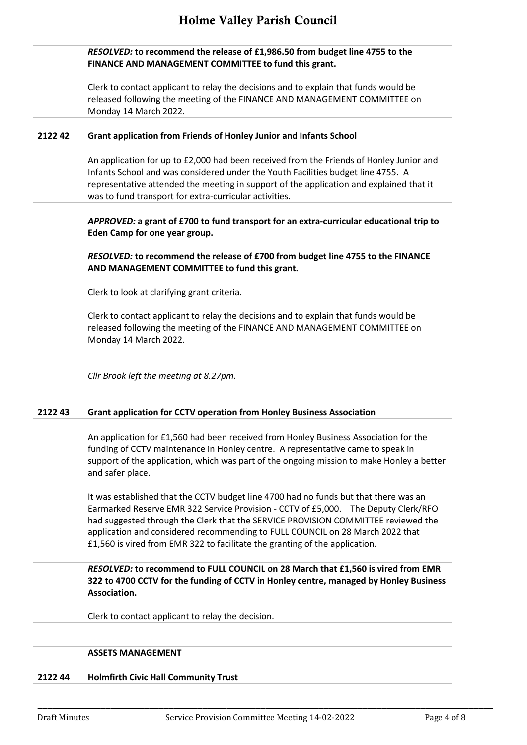| | |
|---|---|
| | ***RESOLVED:*** **to recommend the release of £1,986.50 from budget line 4755 to the FINANCE AND MANAGEMENT COMMITTEE to fund this grant.**<br><br>Clerk to contact applicant to relay the decisions and to explain that funds would be released following the meeting of the FINANCE AND MANAGEMENT COMMITTEE on Monday 14 March 2022. |
| **2122 42** | **Grant application from Friends of Honley Junior and Infants School** |
| | An application for up to £2,000 had been received from the Friends of Honley Junior and Infants School and was considered under the Youth Facilities budget line 4755. A representative attended the meeting in support of the application and explained that it was to fund transport for extra-curricular activities. |
| | ***APPROVED:*** **a grant of £700 to fund transport for an extra-curricular educational trip to Eden Camp for one year group.**<br><br>***RESOLVED:*** **to recommend the release of £700 from budget line 4755 to the FINANCE AND MANAGEMENT COMMITTEE to fund this grant.**<br><br>Clerk to look at clarifying grant criteria.<br><br>Clerk to contact applicant to relay the decisions and to explain that funds would be released following the meeting of the FINANCE AND MANAGEMENT COMMITTEE on Monday 14 March 2022. |
| | *Cllr Brook left the meeting at 8.27pm.* |
| **2122 43** | **Grant application for CCTV operation from Honley Business Association** |
| | An application for £1,560 had been received from Honley Business Association for the funding of CCTV maintenance in Honley centre. A representative came to speak in support of the application, which was part of the ongoing mission to make Honley a better and safer place.<br><br>It was established that the CCTV budget line 4700 had no funds but that there was an Earmarked Reserve EMR 322 Service Provision - CCTV of £5,000. The Deputy Clerk/RFO had suggested through the Clerk that the SERVICE PROVISION COMMITTEE reviewed the application and considered recommending to FULL COUNCIL on 28 March 2022 that £1,560 is vired from EMR 322 to facilitate the granting of the application. |
| | ***RESOLVED:*** **to recommend to FULL COUNCIL on 28 March that £1,560 is vired from EMR 322 to 4700 CCTV for the funding of CCTV in Honley centre, managed by Honley Business Association.**<br><br>Clerk to contact applicant to relay the decision. |
| | **ASSETS MANAGEMENT** |
| **2122 44** | **Holmfirth Civic Hall Community Trust** |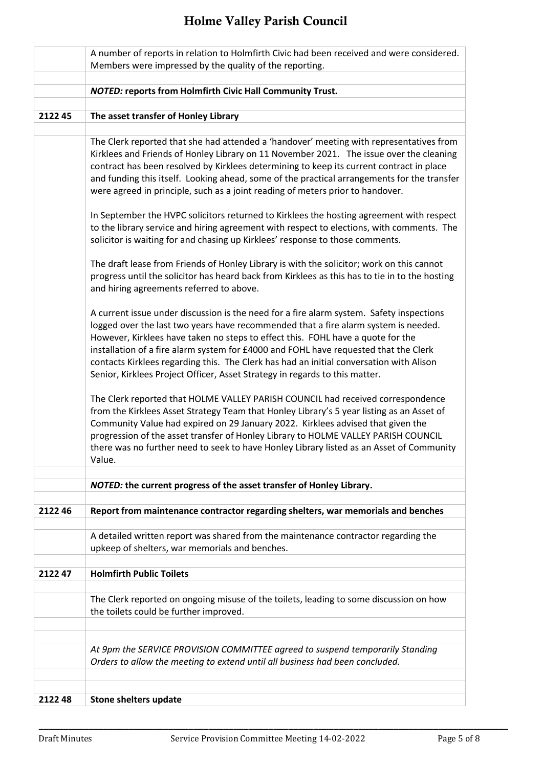| | |
|---|---|
| | A number of reports in relation to Holmfirth Civic had been received and were considered. Members were impressed by the quality of the reporting. |
| | |
| | ***NOTED:* reports from Holmfirth Civic Hall Community Trust.** |
| | |
| **2122 45** | **The asset transfer of Honley Library** |
| | |
| | The Clerk reported that she had attended a 'handover' meeting with representatives from Kirklees and Friends of Honley Library on 11 November 2021. The issue over the cleaning contract has been resolved by Kirklees determining to keep its current contract in place and funding this itself. Looking ahead, some of the practical arrangements for the transfer were agreed in principle, such as a joint reading of meters prior to handover.<br><br>In September the HVPC solicitors returned to Kirklees the hosting agreement with respect to the library service and hiring agreement with respect to elections, with comments. The solicitor is waiting for and chasing up Kirklees' response to those comments.<br><br>The draft lease from Friends of Honley Library is with the solicitor; work on this cannot progress until the solicitor has heard back from Kirklees as this has to tie in to the hosting and hiring agreements referred to above.<br><br>A current issue under discussion is the need for a fire alarm system. Safety inspections logged over the last two years have recommended that a fire alarm system is needed. However, Kirklees have taken no steps to effect this. FOHL have a quote for the installation of a fire alarm system for £4000 and FOHL have requested that the Clerk contacts Kirklees regarding this. The Clerk has had an initial conversation with Alison Senior, Kirklees Project Officer, Asset Strategy in regards to this matter.<br><br>The Clerk reported that HOLME VALLEY PARISH COUNCIL had received correspondence from the Kirklees Asset Strategy Team that Honley Library's 5 year listing as an Asset of Community Value had expired on 29 January 2022. Kirklees advised that given the progression of the asset transfer of Honley Library to HOLME VALLEY PARISH COUNCIL there was no further need to seek to have Honley Library listed as an Asset of Community Value. |
| | |
| | ***NOTED:* the current progress of the asset transfer of Honley Library.** |
| | |
| **2122 46** | **Report from maintenance contractor regarding shelters, war memorials and benches** |
| | |
| | A detailed written report was shared from the maintenance contractor regarding the upkeep of shelters, war memorials and benches. |
| | |
| **2122 47** | **Holmfirth Public Toilets** |
| | |
| | The Clerk reported on ongoing misuse of the toilets, leading to some discussion on how the toilets could be further improved. |
| | |
| | |
| | *At 9pm the SERVICE PROVISION COMMITTEE agreed to suspend temporarily Standing Orders to allow the meeting to extend until all business had been concluded.* |
| | |
| | |
| **2122 48** | **Stone shelters update** |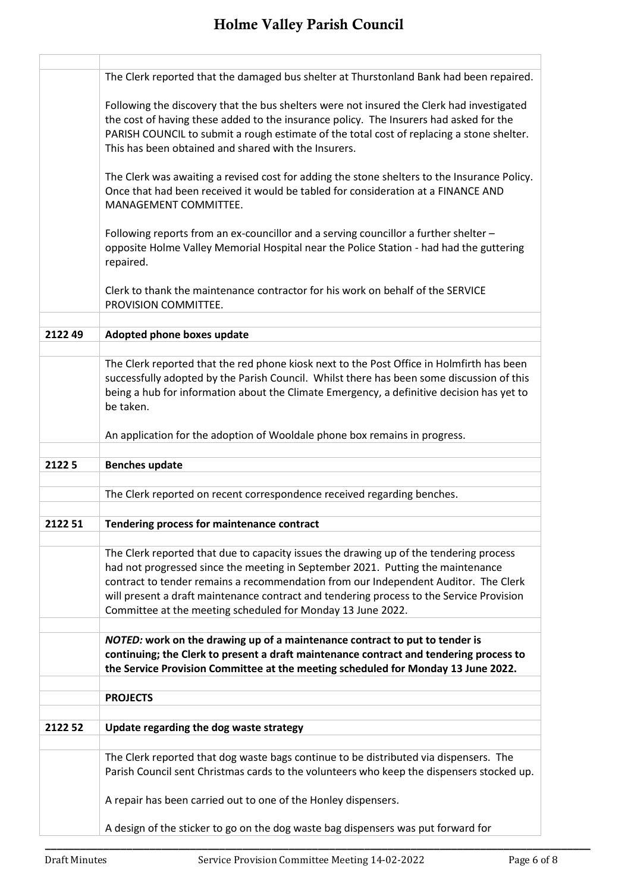| | |
|---|---|
| | The Clerk reported that the damaged bus shelter at Thurstonland Bank had been repaired. |
| | Following the discovery that the bus shelters were not insured the Clerk had investigated the cost of having these added to the insurance policy. The Insurers had asked for the PARISH COUNCIL to submit a rough estimate of the total cost of replacing a stone shelter. This has been obtained and shared with the Insurers. |
| | The Clerk was awaiting a revised cost for adding the stone shelters to the Insurance Policy. Once that had been received it would be tabled for consideration at a FINANCE AND MANAGEMENT COMMITTEE. |
| | Following reports from an ex-councillor and a serving councillor a further shelter – opposite Holme Valley Memorial Hospital near the Police Station - had had the guttering repaired. |
| | Clerk to thank the maintenance contractor for his work on behalf of the SERVICE PROVISION COMMITTEE. |
| | |
| **2122 49** | **Adopted phone boxes update** |
| | |
| | The Clerk reported that the red phone kiosk next to the Post Office in Holmfirth has been successfully adopted by the Parish Council. Whilst there has been some discussion of this being a hub for information about the Climate Emergency, a definitive decision has yet to be taken. |
| | An application for the adoption of Wooldale phone box remains in progress. |
| | |
| **2122 5** | **Benches update** |
| | |
| | The Clerk reported on recent correspondence received regarding benches. |
| | |
| **2122 51** | **Tendering process for maintenance contract** |
| | |
| | The Clerk reported that due to capacity issues the drawing up of the tendering process had not progressed since the meeting in September 2021. Putting the maintenance contract to tender remains a recommendation from our Independent Auditor. The Clerk will present a draft maintenance contract and tendering process to the Service Provision Committee at the meeting scheduled for Monday 13 June 2022. |
| | |
| | ***NOTED:*** **work on the drawing up of a maintenance contract to put to tender is continuing; the Clerk to present a draft maintenance contract and tendering process to the Service Provision Committee at the meeting scheduled for Monday 13 June 2022.** |
| | |
| | **PROJECTS** |
| | |
| **2122 52** | **Update regarding the dog waste strategy** |
| | |
| | The Clerk reported that dog waste bags continue to be distributed via dispensers. The Parish Council sent Christmas cards to the volunteers who keep the dispensers stocked up. |
| | A repair has been carried out to one of the Honley dispensers. |
| | A design of the sticker to go on the dog waste bag dispensers was put forward for |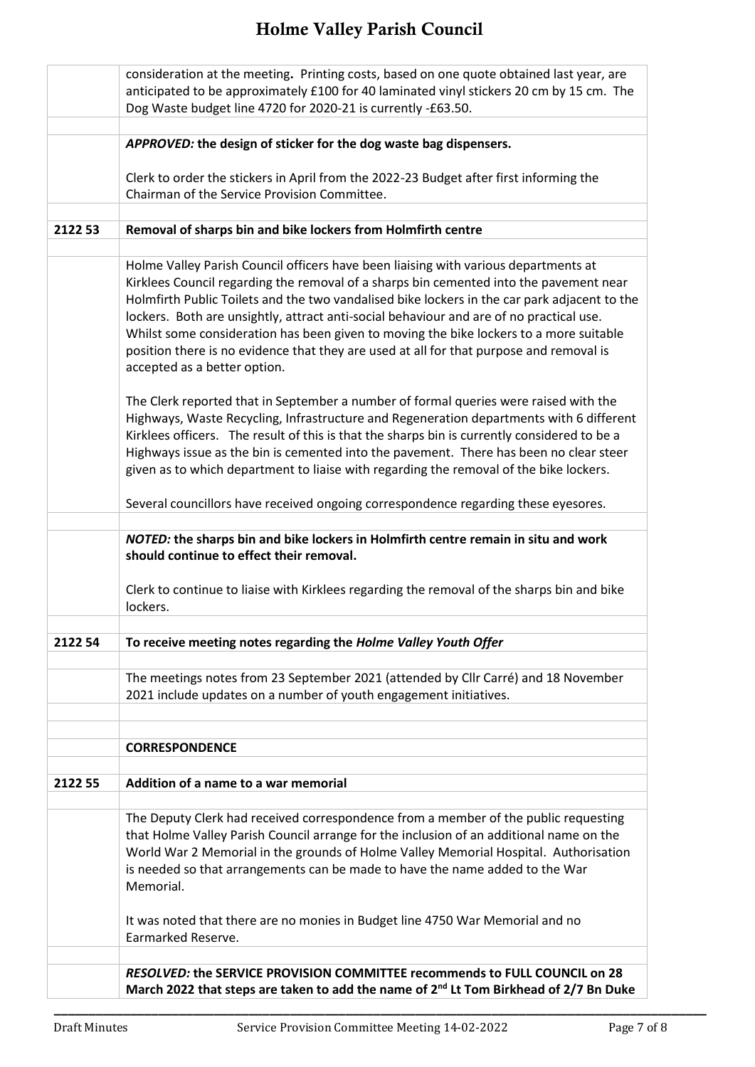| | |
|---|---|
| | consideration at the meeting**.** Printing costs, based on one quote obtained last year, are anticipated to be approximately £100 for 40 laminated vinyl stickers 20 cm by 15 cm. The Dog Waste budget line 4720 for 2020-21 is currently -£63.50. |
| | |
| | ***APPROVED:*** **the design of sticker for the dog waste bag dispensers.**<br><br>Clerk to order the stickers in April from the 2022-23 Budget after first informing the Chairman of the Service Provision Committee. |
| | |
| **2122 53** | **Removal of sharps bin and bike lockers from Holmfirth centre** |
| | |
| | Holme Valley Parish Council officers have been liaising with various departments at Kirklees Council regarding the removal of a sharps bin cemented into the pavement near Holmfirth Public Toilets and the two vandalised bike lockers in the car park adjacent to the lockers. Both are unsightly, attract anti-social behaviour and are of no practical use. Whilst some consideration has been given to moving the bike lockers to a more suitable position there is no evidence that they are used at all for that purpose and removal is accepted as a better option.<br><br>The Clerk reported that in September a number of formal queries were raised with the Highways, Waste Recycling, Infrastructure and Regeneration departments with 6 different Kirklees officers. The result of this is that the sharps bin is currently considered to be a Highways issue as the bin is cemented into the pavement. There has been no clear steer given as to which department to liaise with regarding the removal of the bike lockers.<br><br>Several councillors have received ongoing correspondence regarding these eyesores. |
| | |
| | ***NOTED:*** **the sharps bin and bike lockers in Holmfirth centre remain in situ and work should continue to effect their removal.**<br><br>Clerk to continue to liaise with Kirklees regarding the removal of the sharps bin and bike lockers. |
| | |
| **2122 54** | **To receive meeting notes regarding the *Holme Valley Youth Offer*** |
| | |
| | The meetings notes from 23 September 2021 (attended by Cllr Carré) and 18 November 2021 include updates on a number of youth engagement initiatives. |
| | |
| | |
| | **CORRESPONDENCE** |
| | |
| **2122 55** | **Addition of a name to a war memorial** |
| | |
| | The Deputy Clerk had received correspondence from a member of the public requesting that Holme Valley Parish Council arrange for the inclusion of an additional name on the World War 2 Memorial in the grounds of Holme Valley Memorial Hospital. Authorisation is needed so that arrangements can be made to have the name added to the War Memorial.<br><br>It was noted that there are no monies in Budget line 4750 War Memorial and no Earmarked Reserve. |
| | |
| | ***RESOLVED:*** **the SERVICE PROVISION COMMITTEE recommends to FULL COUNCIL on 28 March 2022 that steps are taken to add the name of 2nd Lt Tom Birkhead of 2/7 Bn Duke** |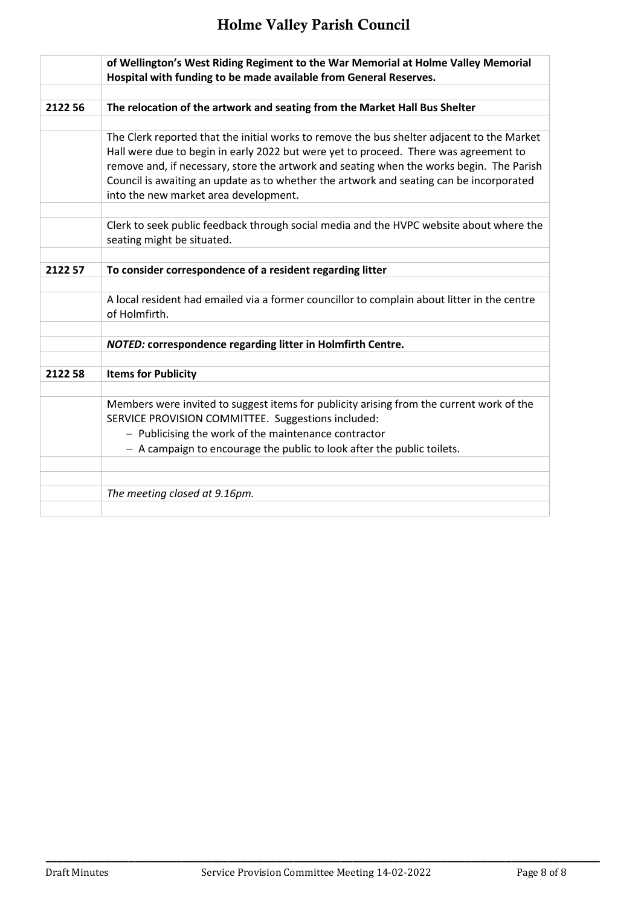| | |
|---|---|
| | **of Wellington's West Riding Regiment to the War Memorial at Holme Valley Memorial Hospital with funding to be made available from General Reserves.** |
| | |
| **2122 56** | **The relocation of the artwork and seating from the Market Hall Bus Shelter** |
| | |
| | The Clerk reported that the initial works to remove the bus shelter adjacent to the Market Hall were due to begin in early 2022 but were yet to proceed. There was agreement to remove and, if necessary, store the artwork and seating when the works begin. The Parish Council is awaiting an update as to whether the artwork and seating can be incorporated into the new market area development. |
| | |
| | Clerk to seek public feedback through social media and the HVPC website about where the seating might be situated. |
| | |
| **2122 57** | **To consider correspondence of a resident regarding litter** |
| | |
| | A local resident had emailed via a former councillor to complain about litter in the centre of Holmfirth. |
| | |
| | ***NOTED:*** **correspondence regarding litter in Holmfirth Centre.** |
| | |
| **2122 58** | **Items for Publicity** |
| | |
| | Members were invited to suggest items for publicity arising from the current work of the SERVICE PROVISION COMMITTEE. Suggestions included:<br>– Publicising the work of the maintenance contractor<br>– A campaign to encourage the public to look after the public toilets. |
| | |
| | |
| | *The meeting closed at 9.16pm.* |
| | |